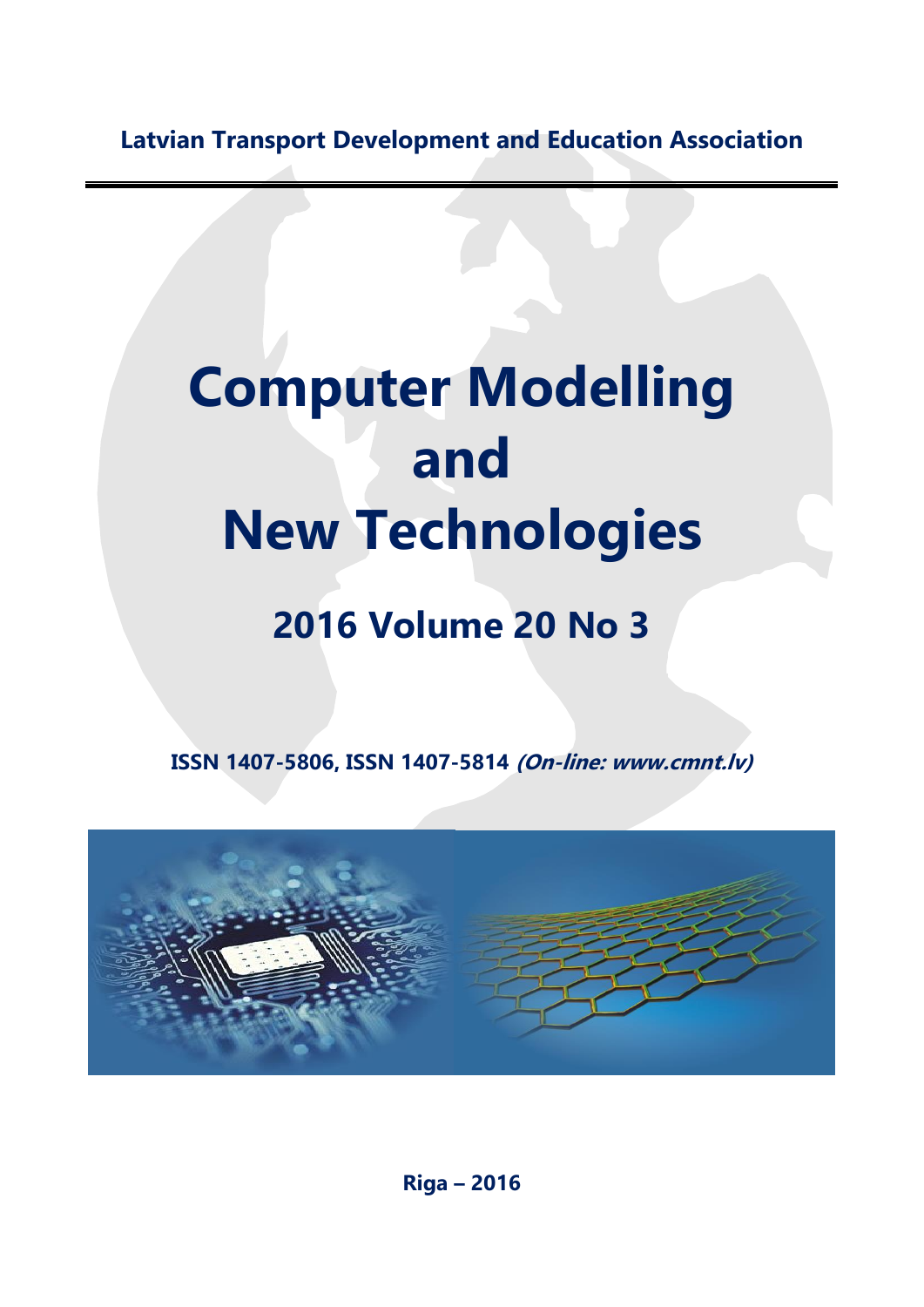**Latvian Transport Development and Education Association**

# Computer Modelling and New Technologies

## 2016 Volume 20 No 3

**ISSN 1407-5806, ISSN 1407-5814** ***(On-line: www.cmnt.lv)***

**Riga – 2016**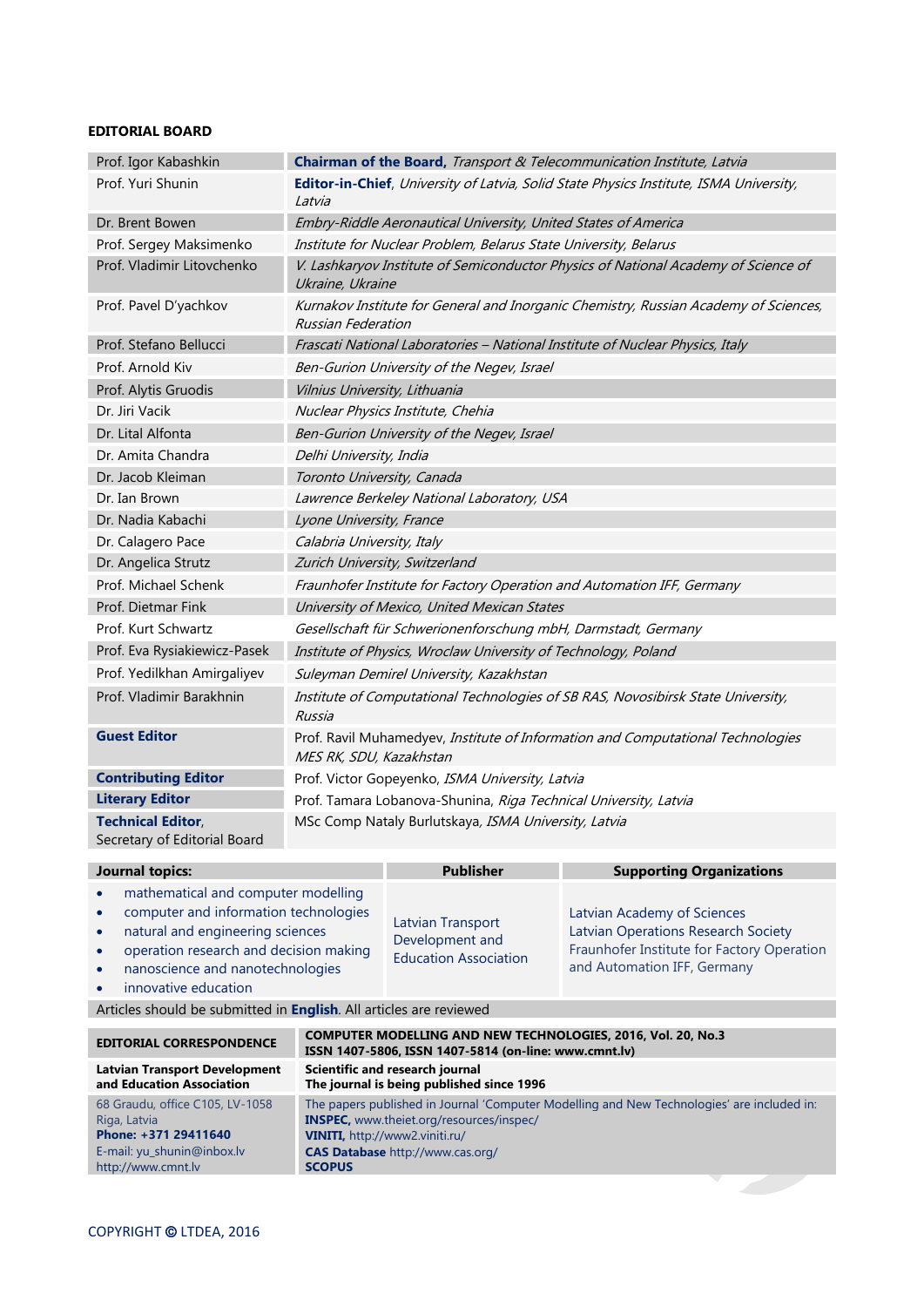**EDITORIAL BOARD**

| | |
|---|---|
| Prof. Igor Kabashkin | **Chairman of the Board,** *Transport & Telecommunication Institute, Latvia* |
| Prof. Yuri Shunin | **Editor-in-Chief**, *University of Latvia, Solid State Physics Institute, ISMA University, Latvia* |
| Dr. Brent Bowen | *Embry-Riddle Aeronautical University, United States of America* |
| Prof. Sergey Maksimenko | *Institute for Nuclear Problem, Belarus State University, Belarus* |
| Prof. Vladimir Litovchenko | *V. Lashkaryov Institute of Semiconductor Physics of National Academy of Science of Ukraine, Ukraine* |
| Prof. Pavel D'yachkov | *Kurnakov Institute for General and Inorganic Chemistry, Russian Academy of Sciences, Russian Federation* |
| Prof. Stefano Bellucci | *Frascati National Laboratories – National Institute of Nuclear Physics, Italy* |
| Prof. Arnold Kiv | *Ben-Gurion University of the Negev, Israel* |
| Prof. Alytis Gruodis | *Vilnius University, Lithuania* |
| Dr. Jiri Vacik | *Nuclear Physics Institute, Chehia* |
| Dr. Lital Alfonta | *Ben-Gurion University of the Negev, Israel* |
| Dr. Amita Chandra | *Delhi University, India* |
| Dr. Jacob Kleiman | *Toronto University, Canada* |
| Dr. Ian Brown | *Lawrence Berkeley National Laboratory, USA* |
| Dr. Nadia Kabachi | *Lyone University, France* |
| Dr. Calagero Pace | *Calabria University, Italy* |
| Dr. Angelica Strutz | *Zurich University, Switzerland* |
| Prof. Michael Schenk | *Fraunhofer Institute for Factory Operation and Automation IFF, Germany* |
| Prof. Dietmar Fink | *University of Mexico, United Mexican States* |
| Prof. Kurt Schwartz | *Gesellschaft für Schwerionenforschung mbH, Darmstadt, Germany* |
| Prof. Eva Rysiakiewicz-Pasek | *Institute of Physics, Wroclaw University of Technology, Poland* |
| Prof. Yedilkhan Amirgaliyev | *Suleyman Demirel University, Kazakhstan* |
| Prof. Vladimir Barakhnin | *Institute of Computational Technologies of SB RAS, Novosibirsk State University, Russia* |
| **Guest Editor** | Prof. Ravil Muhamedyev, *Institute of Information and Computational Technologies MES RK, SDU, Kazakhstan* |
| **Contributing Editor** | Prof. Victor Gopeyenko, *ISMA University, Latvia* |
| **Literary Editor** | Prof. Tamara Lobanova-Shunina, *Riga Technical University, Latvia* |
| **Technical Editor**, Secretary of Editorial Board | MSc Comp Nataly Burlutskaya, *ISMA University, Latvia* |

| Journal topics: | Publisher | Supporting Organizations |
|---|---|---|
| • mathematical and computer modelling<br>• computer and information technologies<br>• natural and engineering sciences<br>• operation research and decision making<br>• nanoscience and nanotechnologies<br>• innovative education | Latvian Transport Development and Education Association | Latvian Academy of Sciences<br>Latvian Operations Research Society<br>Fraunhofer Institute for Factory Operation and Automation IFF, Germany |

Articles should be submitted in **English**. All articles are reviewed

| **EDITORIAL CORRESPONDENCE** | **COMPUTER MODELLING AND NEW TECHNOLOGIES, 2016, Vol. 20, No.3**<br>**ISSN 1407-5806, ISSN 1407-5814 (on-line: www.cmnt.lv)** |
|---|---|
| **Latvian Transport Development and Education Association** | **Scientific and research journal**<br>**The journal is being published since 1996** |
| 68 Graudu, office C105, LV-1058<br>Riga, Latvia<br>**Phone: +371 29411640**<br>E-mail: yu_shunin@inbox.lv<br>http://www.cmnt.lv | The papers published in Journal 'Computer Modelling and New Technologies' are included in:<br>**INSPEC,** www.theiet.org/resources/inspec/<br>**VINITI,** http://www2.viniti.ru/<br>**CAS Database** http://www.cas.org/<br>**SCOPUS** |

COPYRIGHT © LTDEA, 2016